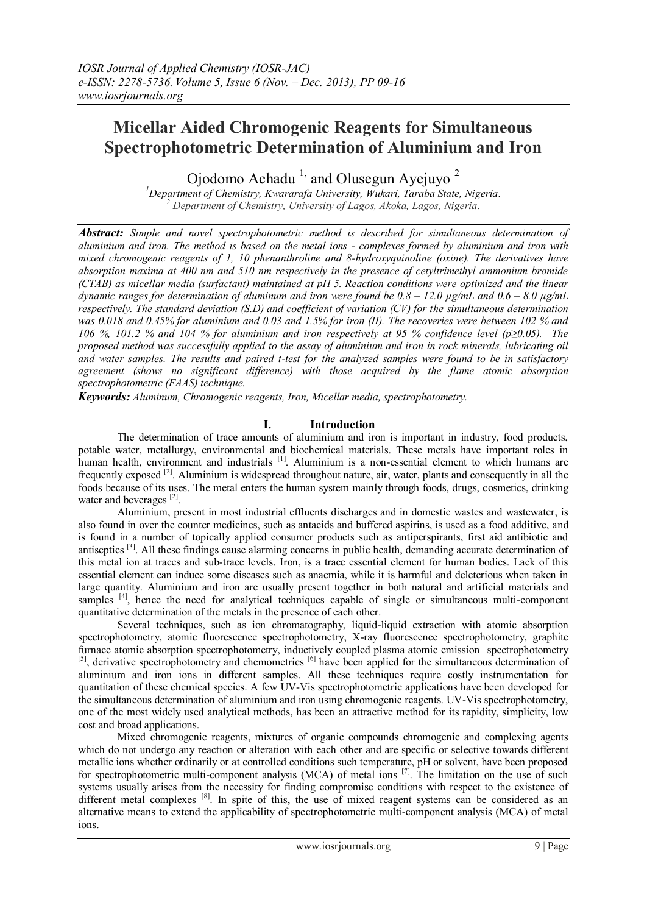# Micellar Aided Chromogenic Reagents for Simultaneous Spectrophotometric Determination of Aluminium and Iron

Ojodomo Achadu [1,] and Olusegun Ayejuyo [2]

[1] *Department of Chemistry, Kwararafa University, Wukari, Taraba State, Nigeria.*
[2] *Department of Chemistry, University of Lagos, Akoka, Lagos, Nigeria.*

***Abstract:*** *Simple and novel spectrophotometric method is described for simultaneous determination of aluminium and iron. The method is based on the metal ions - complexes formed by aluminium and iron with mixed chromogenic reagents of 1, 10 phenanthroline and 8-hydroxyquinoline (oxine). The derivatives have absorption maxima at 400 nm and 510 nm respectively in the presence of cetyltrimethyl ammonium bromide (CTAB) as micellar media (surfactant) maintained at pH 5. Reaction conditions were optimized and the linear dynamic ranges for determination of aluminum and iron were found be 0.8 – 12.0 µg/mL and 0.6 – 8.0 µg/mL respectively. The standard deviation (S.D) and coefficient of variation (CV) for the simultaneous determination was 0.018 and 0.45% for aluminium and 0.03 and 1.5% for iron (II). The recoveries were between 102 % and 106 %, 101.2 % and 104 % for aluminium and iron respectively at 95 % confidence level ($p \geq 0.05$). The proposed method was successfully applied to the assay of aluminium and iron in rock minerals, lubricating oil and water samples. The results and paired t-test for the analyzed samples were found to be in satisfactory agreement (shows no significant difference) with those acquired by the flame atomic absorption spectrophotometric (FAAS) technique.*

***Keywords:*** *Aluminum, Chromogenic reagents, Iron, Micellar media, spectrophotometry.*

## I. Introduction

The determination of trace amounts of aluminium and iron is important in industry, food products, potable water, metallurgy, environmental and biochemical materials. These metals have important roles in human health, environment and industrials [1]. Aluminium is a non-essential element to which humans are frequently exposed [2]. Aluminium is widespread throughout nature, air, water, plants and consequently in all the foods because of its uses. The metal enters the human system mainly through foods, drugs, cosmetics, drinking water and beverages [2].

Aluminium, present in most industrial effluents discharges and in domestic wastes and wastewater, is also found in over the counter medicines, such as antacids and buffered aspirins, is used as a food additive, and is found in a number of topically applied consumer products such as antiperspirants, first aid antibiotic and antiseptics [3]. All these findings cause alarming concerns in public health, demanding accurate determination of this metal ion at traces and sub-trace levels. Iron, is a trace essential element for human bodies. Lack of this essential element can induce some diseases such as anaemia, while it is harmful and deleterious when taken in large quantity. Aluminium and iron are usually present together in both natural and artificial materials and samples [4], hence the need for analytical techniques capable of single or simultaneous multi-component quantitative determination of the metals in the presence of each other.

Several techniques, such as ion chromatography, liquid-liquid extraction with atomic absorption spectrophotometry, atomic fluorescence spectrophotometry, X-ray fluorescence spectrophotometry, graphite furnace atomic absorption spectrophotometry, inductively coupled plasma atomic emission spectrophotometry [5], derivative spectrophotometry and chemometrics [6] have been applied for the simultaneous determination of aluminium and iron ions in different samples. All these techniques require costly instrumentation for quantitation of these chemical species. A few UV-Vis spectrophotometric applications have been developed for the simultaneous determination of aluminium and iron using chromogenic reagents. UV-Vis spectrophotometry, one of the most widely used analytical methods, has been an attractive method for its rapidity, simplicity, low cost and broad applications.

Mixed chromogenic reagents, mixtures of organic compounds chromogenic and complexing agents which do not undergo any reaction or alteration with each other and are specific or selective towards different metallic ions whether ordinarily or at controlled conditions such temperature, pH or solvent, have been proposed for spectrophotometric multi-component analysis (MCA) of metal ions [7]. The limitation on the use of such systems usually arises from the necessity for finding compromise conditions with respect to the existence of different metal complexes [8]. In spite of this, the use of mixed reagent systems can be considered as an alternative means to extend the applicability of spectrophotometric multi-component analysis (MCA) of metal ions.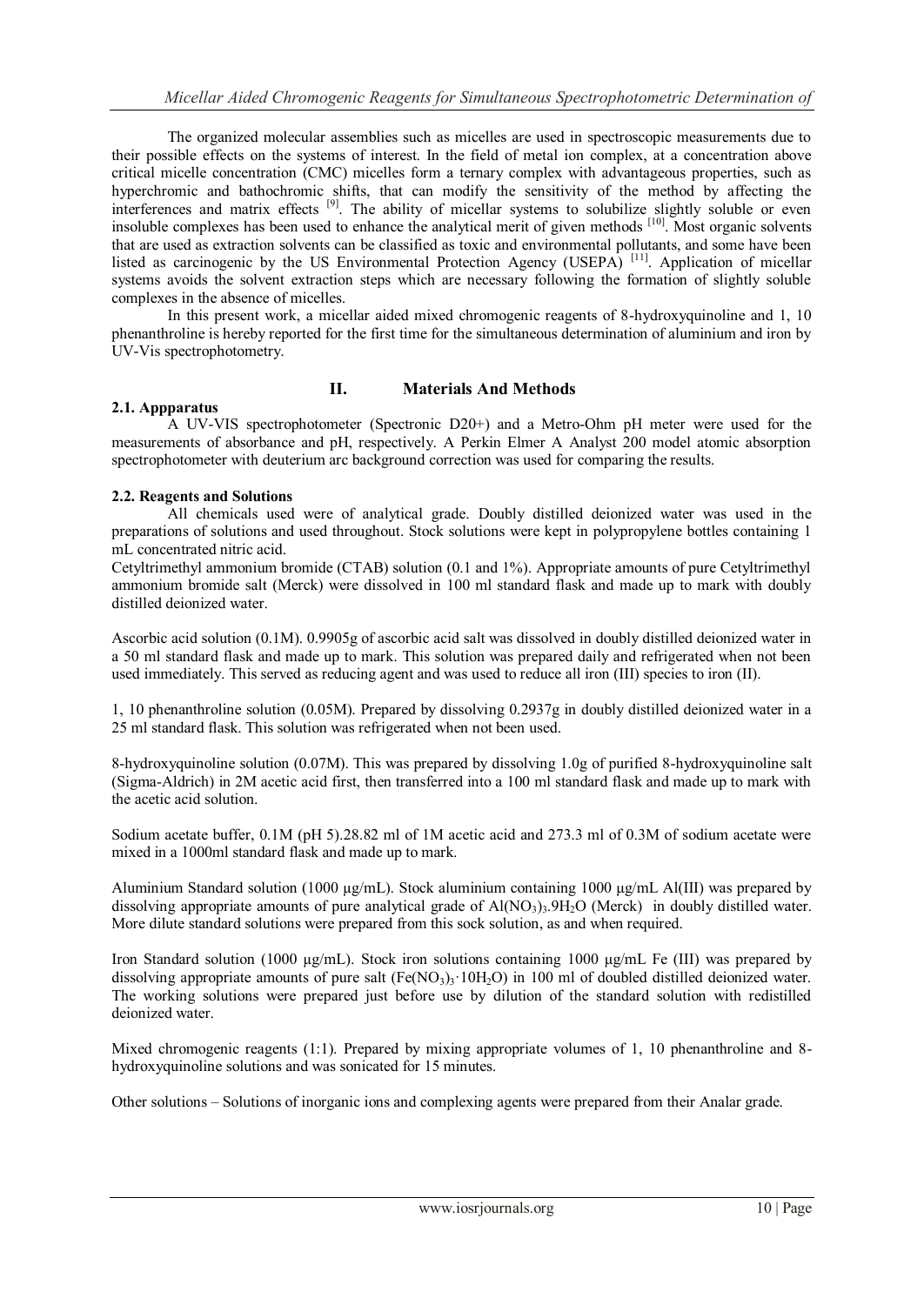The organized molecular assemblies such as micelles are used in spectroscopic measurements due to their possible effects on the systems of interest. In the field of metal ion complex, at a concentration above critical micelle concentration (CMC) micelles form a ternary complex with advantageous properties, such as hyperchromic and bathochromic shifts, that can modify the sensitivity of the method by affecting the interferences and matrix effects [9]. The ability of micellar systems to solubilize slightly soluble or even insoluble complexes has been used to enhance the analytical merit of given methods [10]. Most organic solvents that are used as extraction solvents can be classified as toxic and environmental pollutants, and some have been listed as carcinogenic by the US Environmental Protection Agency (USEPA) [11]. Application of micellar systems avoids the solvent extraction steps which are necessary following the formation of slightly soluble complexes in the absence of micelles.

In this present work, a micellar aided mixed chromogenic reagents of 8-hydroxyquinoline and 1, 10 phenanthroline is hereby reported for the first time for the simultaneous determination of aluminium and iron by UV-Vis spectrophotometry.

## II. Materials And Methods

### 2.1. Appparatus

A UV-VIS spectrophotometer (Spectronic D20+) and a Metro-Ohm pH meter were used for the measurements of absorbance and pH, respectively. A Perkin Elmer A Analyst 200 model atomic absorption spectrophotometer with deuterium arc background correction was used for comparing the results.

### 2.2. Reagents and Solutions

All chemicals used were of analytical grade. Doubly distilled deionized water was used in the preparations of solutions and used throughout. Stock solutions were kept in polypropylene bottles containing 1 mL concentrated nitric acid.

Cetyltrimethyl ammonium bromide (CTAB) solution (0.1 and 1%). Appropriate amounts of pure Cetyltrimethyl ammonium bromide salt (Merck) were dissolved in 100 ml standard flask and made up to mark with doubly distilled deionized water.

Ascorbic acid solution (0.1M). 0.9905g of ascorbic acid salt was dissolved in doubly distilled deionized water in a 50 ml standard flask and made up to mark. This solution was prepared daily and refrigerated when not been used immediately. This served as reducing agent and was used to reduce all iron (III) species to iron (II).

1, 10 phenanthroline solution (0.05M). Prepared by dissolving 0.2937g in doubly distilled deionized water in a 25 ml standard flask. This solution was refrigerated when not been used.

8-hydroxyquinoline solution (0.07M). This was prepared by dissolving 1.0g of purified 8-hydroxyquinoline salt (Sigma-Aldrich) in 2M acetic acid first, then transferred into a 100 ml standard flask and made up to mark with the acetic acid solution.

Sodium acetate buffer, 0.1M (pH 5).28.82 ml of 1M acetic acid and 273.3 ml of 0.3M of sodium acetate were mixed in a 1000ml standard flask and made up to mark.

Aluminium Standard solution (1000 µg/mL). Stock aluminium containing 1000 µg/mL Al(III) was prepared by dissolving appropriate amounts of pure analytical grade of $Al(NO_3)_3.9H_2O$ (Merck) in doubly distilled water. More dilute standard solutions were prepared from this sock solution, as and when required.

Iron Standard solution (1000 µg/mL). Stock iron solutions containing 1000 µg/mL Fe (III) was prepared by dissolving appropriate amounts of pure salt ($Fe(NO_3)_3 \cdot 10H_2O$) in 100 ml of doubled distilled deionized water. The working solutions were prepared just before use by dilution of the standard solution with redistilled deionized water.

Mixed chromogenic reagents (1:1). Prepared by mixing appropriate volumes of 1, 10 phenanthroline and 8-hydroxyquinoline solutions and was sonicated for 15 minutes.

Other solutions – Solutions of inorganic ions and complexing agents were prepared from their Analar grade.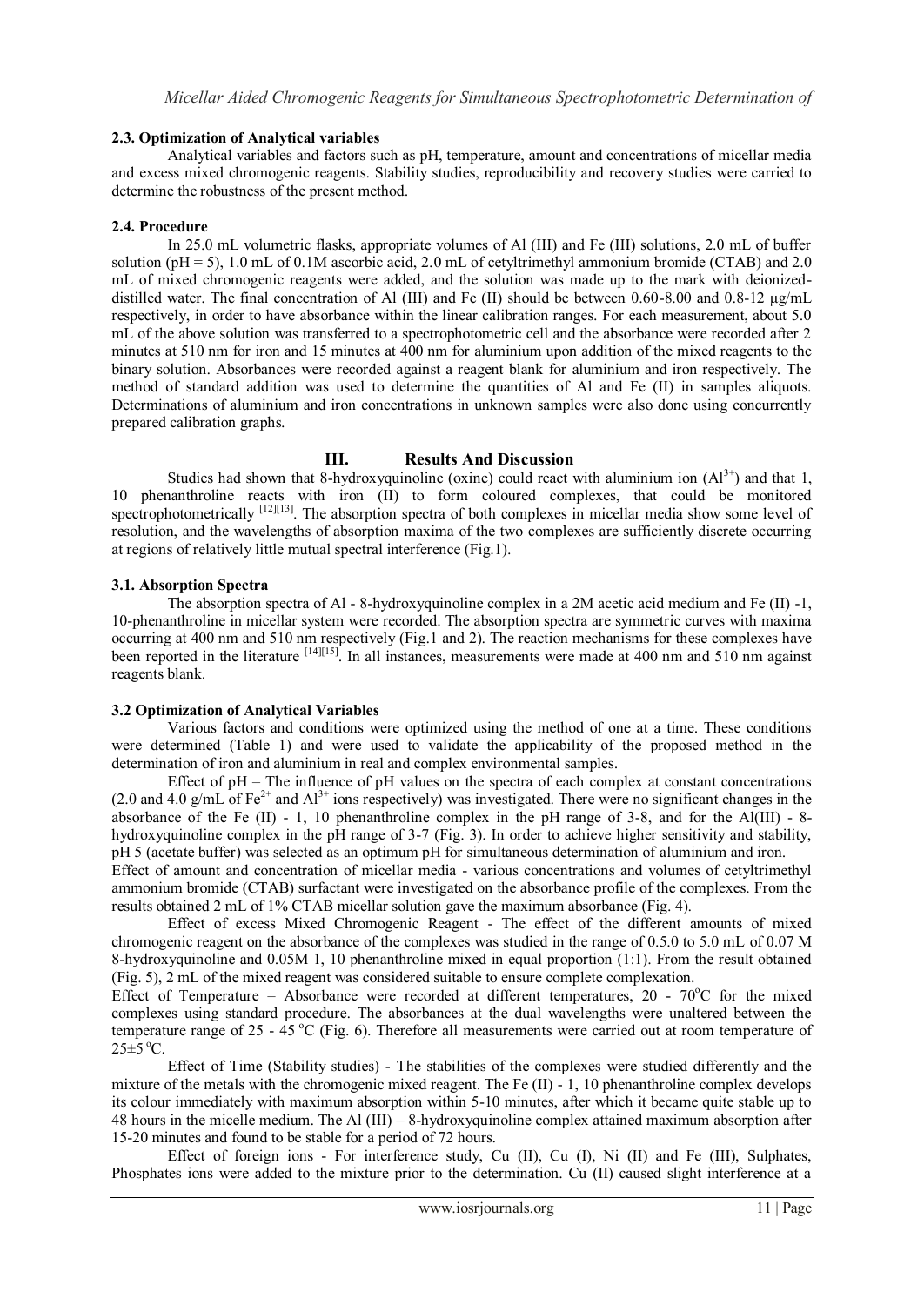### 2.3. Optimization of Analytical variables

Analytical variables and factors such as pH, temperature, amount and concentrations of micellar media and excess mixed chromogenic reagents. Stability studies, reproducibility and recovery studies were carried to determine the robustness of the present method.

### 2.4. Procedure

In 25.0 mL volumetric flasks, appropriate volumes of Al (III) and Fe (III) solutions, 2.0 mL of buffer solution (pH = 5), 1.0 mL of 0.1M ascorbic acid, 2.0 mL of cetyltrimethyl ammonium bromide (CTAB) and 2.0 mL of mixed chromogenic reagents were added, and the solution was made up to the mark with deionized-distilled water. The final concentration of Al (III) and Fe (II) should be between 0.60-8.00 and 0.8-12 μg/mL respectively, in order to have absorbance within the linear calibration ranges. For each measurement, about 5.0 mL of the above solution was transferred to a spectrophotometric cell and the absorbance were recorded after 2 minutes at 510 nm for iron and 15 minutes at 400 nm for aluminium upon addition of the mixed reagents to the binary solution. Absorbances were recorded against a reagent blank for aluminium and iron respectively. The method of standard addition was used to determine the quantities of Al and Fe (II) in samples aliquots. Determinations of aluminium and iron concentrations in unknown samples were also done using concurrently prepared calibration graphs.

## III. Results And Discussion

Studies had shown that 8-hydroxyquinoline (oxine) could react with aluminium ion ($Al^{3+}$) and that 1, 10 phenanthroline reacts with iron (II) to form coloured complexes, that could be monitored spectrophotometrically [12][13]. The absorption spectra of both complexes in micellar media show some level of resolution, and the wavelengths of absorption maxima of the two complexes are sufficiently discrete occurring at regions of relatively little mutual spectral interference (Fig.1).

### 3.1. Absorption Spectra

The absorption spectra of Al - 8-hydroxyquinoline complex in a 2M acetic acid medium and Fe (II) -1, 10-phenanthroline in micellar system were recorded. The absorption spectra are symmetric curves with maxima occurring at 400 nm and 510 nm respectively (Fig.1 and 2). The reaction mechanisms for these complexes have been reported in the literature [14][15]. In all instances, measurements were made at 400 nm and 510 nm against reagents blank.

### 3.2 Optimization of Analytical Variables

Various factors and conditions were optimized using the method of one at a time. These conditions were determined (Table 1) and were used to validate the applicability of the proposed method in the determination of iron and aluminium in real and complex environmental samples.

Effect of pH – The influence of pH values on the spectra of each complex at constant concentrations (2.0 and 4.0 g/mL of $Fe^{2+}$ and $Al^{3+}$ ions respectively) was investigated. There were no significant changes in the absorbance of the Fe (II) - 1, 10 phenanthroline complex in the pH range of 3-8, and for the Al(III) - 8-hydroxyquinoline complex in the pH range of 3-7 (Fig. 3). In order to achieve higher sensitivity and stability, pH 5 (acetate buffer) was selected as an optimum pH for simultaneous determination of aluminium and iron.

Effect of amount and concentration of micellar media - various concentrations and volumes of cetyltrimethyl ammonium bromide (CTAB) surfactant were investigated on the absorbance profile of the complexes. From the results obtained 2 mL of 1% CTAB micellar solution gave the maximum absorbance (Fig. 4).

Effect of excess Mixed Chromogenic Reagent - The effect of the different amounts of mixed chromogenic reagent on the absorbance of the complexes was studied in the range of 0.5.0 to 5.0 mL of 0.07 M 8-hydroxyquinoline and 0.05M 1, 10 phenanthroline mixed in equal proportion (1:1). From the result obtained (Fig. 5), 2 mL of the mixed reagent was considered suitable to ensure complete complexation.

Effect of Temperature – Absorbance were recorded at different temperatures, 20 - 70°C for the mixed complexes using standard procedure. The absorbances at the dual wavelengths were unaltered between the temperature range of 25 - 45 °C (Fig. 6). Therefore all measurements were carried out at room temperature of 25±5 °C.

Effect of Time (Stability studies) - The stabilities of the complexes were studied differently and the mixture of the metals with the chromogenic mixed reagent. The Fe (II) - 1, 10 phenanthroline complex develops its colour immediately with maximum absorption within 5-10 minutes, after which it became quite stable up to 48 hours in the micelle medium. The Al (III) – 8-hydroxyquinoline complex attained maximum absorption after 15-20 minutes and found to be stable for a period of 72 hours.

Effect of foreign ions - For interference study, Cu (II), Cu (I), Ni (II) and Fe (III), Sulphates, Phosphates ions were added to the mixture prior to the determination. Cu (II) caused slight interference at a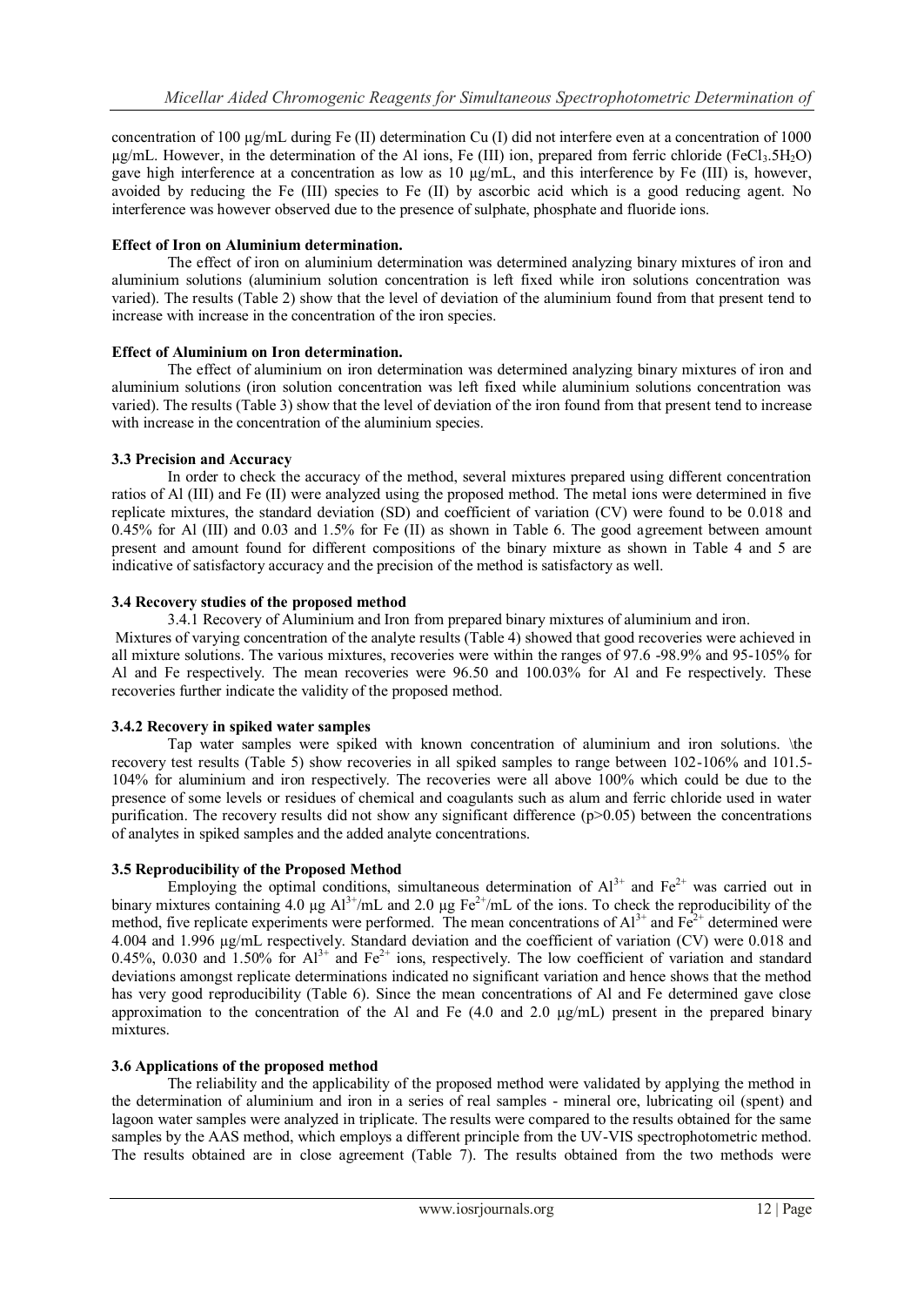concentration of 100 µg/mL during Fe (II) determination Cu (I) did not interfere even at a concentration of 1000 µg/mL. However, in the determination of the Al ions, Fe (III) ion, prepared from ferric chloride ($FeCl_3.5H_2O$) gave high interference at a concentration as low as 10 µg/mL, and this interference by Fe (III) is, however, avoided by reducing the Fe (III) species to Fe (II) by ascorbic acid which is a good reducing agent. No interference was however observed due to the presence of sulphate, phosphate and fluoride ions.

**Effect of Iron on Aluminium determination.**

The effect of iron on aluminium determination was determined analyzing binary mixtures of iron and aluminium solutions (aluminium solution concentration is left fixed while iron solutions concentration was varied). The results (Table 2) show that the level of deviation of the aluminium found from that present tend to increase with increase in the concentration of the iron species.

**Effect of Aluminium on Iron determination.**

The effect of aluminium on iron determination was determined analyzing binary mixtures of iron and aluminium solutions (iron solution concentration was left fixed while aluminium solutions concentration was varied). The results (Table 3) show that the level of deviation of the iron found from that present tend to increase with increase in the concentration of the aluminium species.

**3.3 Precision and Accuracy**

In order to check the accuracy of the method, several mixtures prepared using different concentration ratios of Al (III) and Fe (II) were analyzed using the proposed method. The metal ions were determined in five replicate mixtures, the standard deviation (SD) and coefficient of variation (CV) were found to be 0.018 and 0.45% for Al (III) and 0.03 and 1.5% for Fe (II) as shown in Table 6. The good agreement between amount present and amount found for different compositions of the binary mixture as shown in Table 4 and 5 are indicative of satisfactory accuracy and the precision of the method is satisfactory as well.

**3.4 Recovery studies of the proposed method**

3.4.1 Recovery of Aluminium and Iron from prepared binary mixtures of aluminium and iron.

Mixtures of varying concentration of the analyte results (Table 4) showed that good recoveries were achieved in all mixture solutions. The various mixtures, recoveries were within the ranges of 97.6 -98.9% and 95-105% for Al and Fe respectively. The mean recoveries were 96.50 and 100.03% for Al and Fe respectively. These recoveries further indicate the validity of the proposed method.

**3.4.2 Recovery in spiked water samples**

Tap water samples were spiked with known concentration of aluminium and iron solutions. \the recovery test results (Table 5) show recoveries in all spiked samples to range between 102-106% and 101.5-104% for aluminium and iron respectively. The recoveries were all above 100% which could be due to the presence of some levels or residues of chemical and coagulants such as alum and ferric chloride used in water purification. The recovery results did not show any significant difference ($p>0.05$) between the concentrations of analytes in spiked samples and the added analyte concentrations.

**3.5 Reproducibility of the Proposed Method**

Employing the optimal conditions, simultaneous determination of $Al^{3+}$ and $Fe^{2+}$ was carried out in binary mixtures containing 4.0 µg $Al^{3+}$/mL and 2.0 µg $Fe^{2+}$/mL of the ions. To check the reproducibility of the method, five replicate experiments were performed. The mean concentrations of $Al^{3+}$ and $Fe^{2+}$ determined were 4.004 and 1.996 µg/mL respectively. Standard deviation and the coefficient of variation (CV) were 0.018 and 0.45%, 0.030 and 1.50% for $Al^{3+}$ and $Fe^{2+}$ ions, respectively. The low coefficient of variation and standard deviations amongst replicate determinations indicated no significant variation and hence shows that the method has very good reproducibility (Table 6). Since the mean concentrations of Al and Fe determined gave close approximation to the concentration of the Al and Fe (4.0 and 2.0 µg/mL) present in the prepared binary mixtures.

**3.6 Applications of the proposed method**

The reliability and the applicability of the proposed method were validated by applying the method in the determination of aluminium and iron in a series of real samples - mineral ore, lubricating oil (spent) and lagoon water samples were analyzed in triplicate. The results were compared to the results obtained for the same samples by the AAS method, which employs a different principle from the UV-VIS spectrophotometric method. The results obtained are in close agreement (Table 7). The results obtained from the two methods were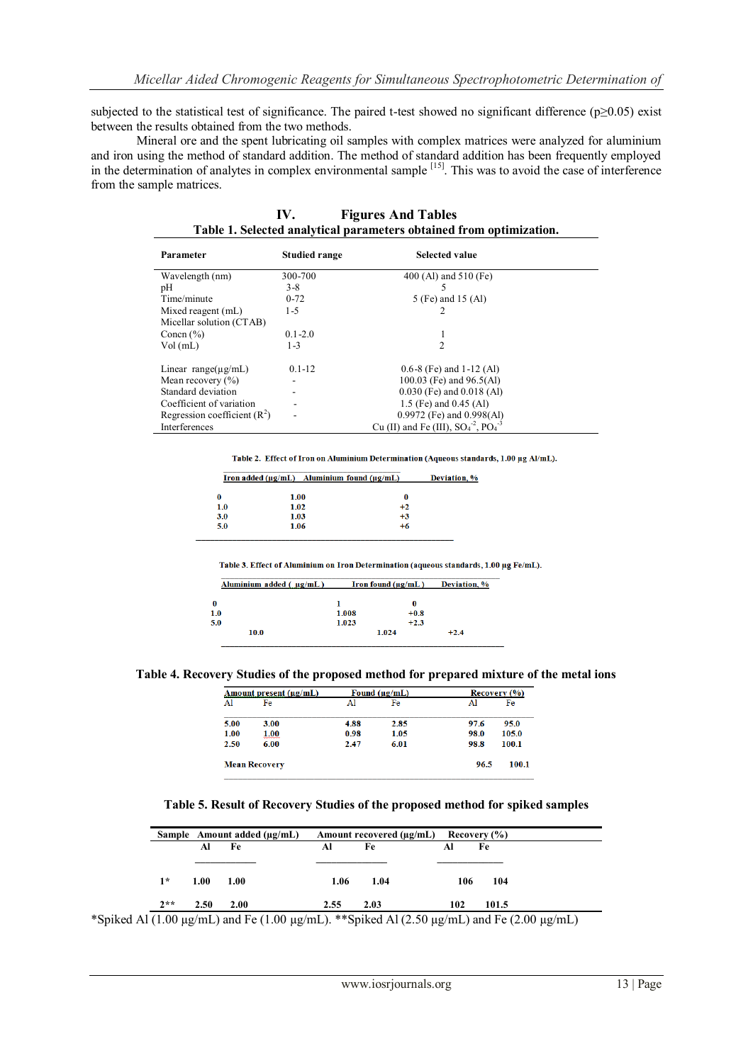subjected to the statistical test of significance. The paired t-test showed no significant difference ($p \geq 0.05$) exist between the results obtained from the two methods.

Mineral ore and the spent lubricating oil samples with complex matrices were analyzed for aluminium and iron using the method of standard addition. The method of standard addition has been frequently employed in the determination of analytes in complex environmental sample [15]. This was to avoid the case of interference from the sample matrices.

## IV. Figures And Tables

**Table 1. Selected analytical parameters obtained from optimization.**

| Parameter | Studied range | Selected value |
|---|---|---|
| Wavelength (nm) | 300-700 | 400 (Al) and 510 (Fe) |
| pH | 3-8 | 5 |
| Time/minute | 0-72 | 5 (Fe) and 15 (Al) |
| Mixed reagent (mL) | 1-5 | 2 |
| Micellar solution (CTAB) | | |
| Concn (%) | 0.1-2.0 | 1 |
| Vol (mL) | 1-3 | 2 |
| Linear range(µg/mL) | 0.1-12 | 0.6-8 (Fe) and 1-12 (Al) |
| Mean recovery (%) | - | 100.03 (Fe) and 96.5(Al) |
| Standard deviation | - | 0.030 (Fe) and 0.018 (Al) |
| Coefficient of variation | - | 1.5 (Fe) and 0.45 (Al) |
| Regression coefficient ($R^2$) | - | 0.9972 (Fe) and 0.998(Al) |
| Interferences | | Cu (II) and Fe (III), $SO_4^{-2}$, $PO_4^{-3}$ |

**Table 2. Effect of Iron on Aluminium Determination (Aqueous standards, 1.00 µg Al/mL).**

| Iron added (µg/mL) | Aluminium found (µg/mL) | Deviation, % |
|---|---|---|
| 0 | 1.00 | 0 |
| 1.0 | 1.02 | +2 |
| 3.0 | 1.03 | +3 |
| 5.0 | 1.06 | +6 |

**Table 3. Effect of Aluminium on Iron Determination (aqueous standards, 1.00 µg Fe/mL).**

| Aluminium added ( µg/mL ) | Iron found (µg/mL ) | Deviation, % |
|---|---|---|
| 0 | 1 | 0 |
| 1.0 | 1.008 | +0.8 |
| 5.0 | 1.023 | +2.3 |
| 10.0 | 1.024 | +2.4 |

**Table 4. Recovery Studies of the proposed method for prepared mixture of the metal ions**

| Amount present (µg/mL) | | Found (µg/mL) | | Recovery (%) | |
|---|---|---|---|---|---|
| Al | Fe | Al | Fe | Al | Fe |
| 5.00 | 3.00 | 4.88 | 2.85 | 97.6 | 95.0 |
| 1.00 | 1.00 | 0.98 | 1.05 | 98.0 | 105.0 |
| 2.50 | 6.00 | 2.47 | 6.01 | 98.8 | 100.1 |
| Mean Recovery | | | | 96.5 | 100.1 |

**Table 5. Result of Recovery Studies of the proposed method for spiked samples**

| Sample | Amount added (µg/mL) | | Amount recovered (µg/mL) | | Recovery (%) | |
|---|---|---|---|---|---|---|
| | Al | Fe | Al | Fe | Al | Fe |
| 1* | 1.00 | 1.00 | 1.06 | 1.04 | 106 | 104 |
| 2** | 2.50 | 2.00 | 2.55 | 2.03 | 102 | 101.5 |

*Spiked Al (1.00 µg/mL) and Fe (1.00 µg/mL). **Spiked Al (2.50 µg/mL) and Fe (2.00 µg/mL)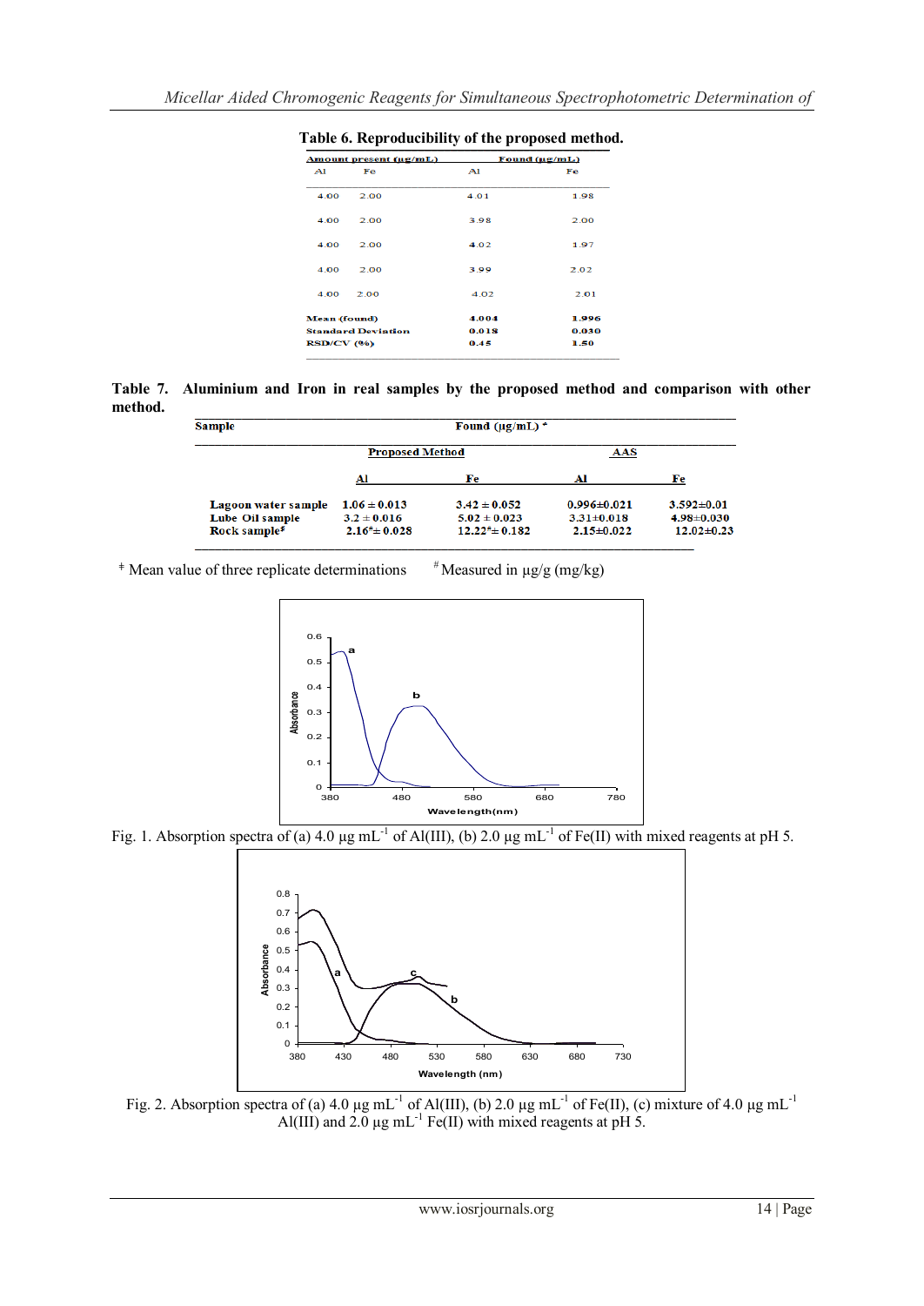**Table 6. Reproducibility of the proposed method.**

| Amount present (µg/mL) | | Found (µg/mL) | |
|---|---|---|---|
| Al | Fe | Al | Fe |
| 4.00 | 2.00 | 4.01 | 1.98 |
| 4.00 | 2.00 | 3.98 | 2.00 |
| 4.00 | 2.00 | 4.02 | 1.97 |
| 4.00 | 2.00 | 3.99 | 2.02 |
| 4.00 | 2.00 | 4.02 | 2.01 |
| Mean (found) | | 4.004 | 1.996 |
| Standard Deviation | | 0.018 | 0.030 |
| RSD/CV (%) | | 0.45 | 1.50 |

**Table 7. Aluminium and Iron in real samples by the proposed method and comparison with other method.**

| Sample | Found (µg/mL) ǂ | | | |
|---|---|---|---|---|
| | Proposed Method | | AAS | |
| | Al | Fe | Al | Fe |
| Lagoon water sample | 1.06 ± 0.013 | 3.42 ± 0.052 | 0.996±0.021 | 3.592±0.01 |
| Lube Oil sample | 3.2 ± 0.016 | 5.02 ± 0.023 | 3.31±0.018 | 4.98±0.030 |
| Rock sample# | 2.16# ± 0.028 | 12.22# ± 0.182 | 2.15±0.022 | 12.02±0.23 |

ǂ Mean value of three replicate determinations   # Measured in µg/g (mg/kg)

Fig. 1. Absorption spectra of (a) 4.0 µg mL$^{-1}$ of Al(III), (b) 2.0 µg mL$^{-1}$ of Fe(II) with mixed reagents at pH 5.

Fig. 2. Absorption spectra of (a) 4.0 µg mL$^{-1}$ of Al(III), (b) 2.0 µg mL$^{-1}$ of Fe(II), (c) mixture of 4.0 µg mL$^{-1}$ Al(III) and 2.0 µg mL$^{-1}$ Fe(II) with mixed reagents at pH 5.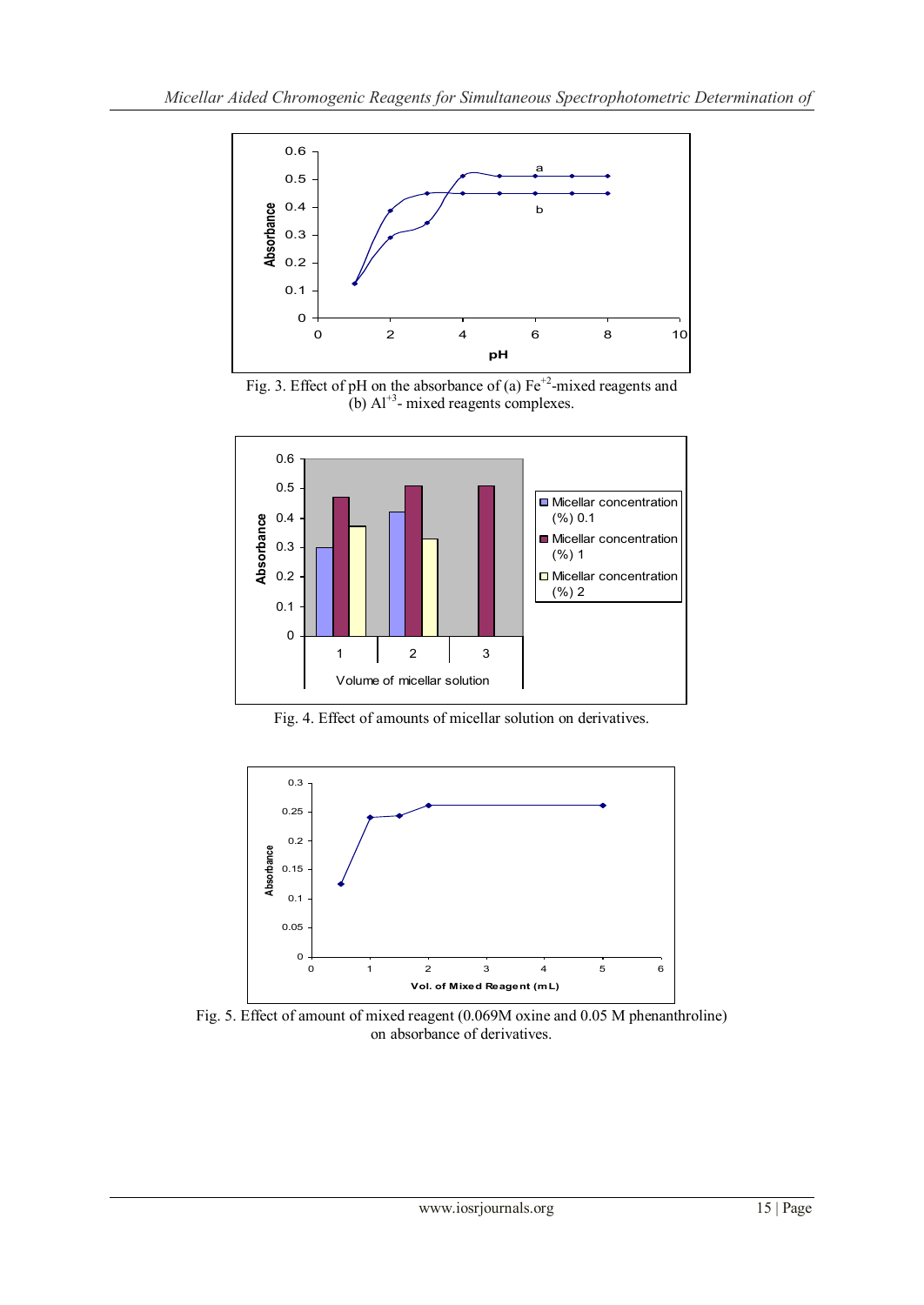Fig. 3. Effect of pH on the absorbance of (a) $Fe^{+2}$-mixed reagents and (b) $Al^{+3}$- mixed reagents complexes.

Fig. 4. Effect of amounts of micellar solution on derivatives.

Fig. 5. Effect of amount of mixed reagent (0.069M oxine and 0.05 M phenanthroline) on absorbance of derivatives.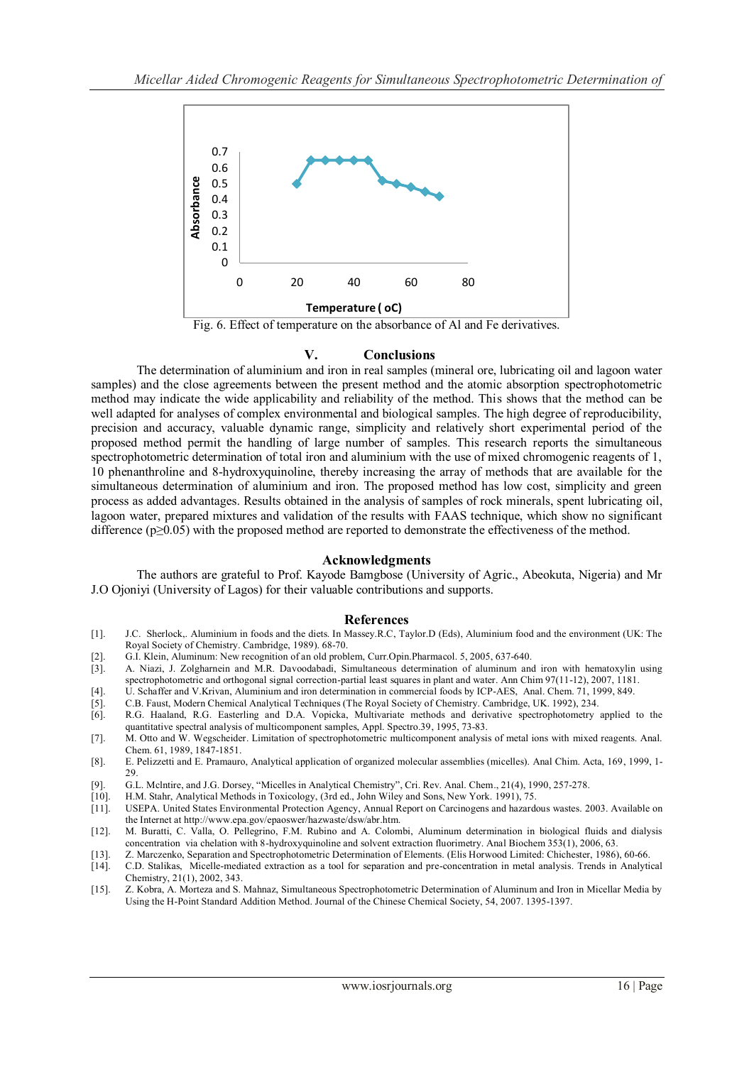0.7
0.6
0.5
0.4
0.3
0.2
0.1
0

Absorbance

0 20 40 60 80

Temperature ( oC)

Fig. 6. Effect of temperature on the absorbance of Al and Fe derivatives.

## V. Conclusions

The determination of aluminium and iron in real samples (mineral ore, lubricating oil and lagoon water samples) and the close agreements between the present method and the atomic absorption spectrophotometric method may indicate the wide applicability and reliability of the method. This shows that the method can be well adapted for analyses of complex environmental and biological samples. The high degree of reproducibility, precision and accuracy, valuable dynamic range, simplicity and relatively short experimental period of the proposed method permit the handling of large number of samples. This research reports the simultaneous spectrophotometric determination of total iron and aluminium with the use of mixed chromogenic reagents of 1, 10 phenanthroline and 8-hydroxyquinoline, thereby increasing the array of methods that are available for the simultaneous determination of aluminium and iron. The proposed method has low cost, simplicity and green process as added advantages. Results obtained in the analysis of samples of rock minerals, spent lubricating oil, lagoon water, prepared mixtures and validation of the results with FAAS technique, which show no significant difference ($p \geq 0.05$) with the proposed method are reported to demonstrate the effectiveness of the method.

## Acknowledgments

The authors are grateful to Prof. Kayode Bamgbose (University of Agric., Abeokuta, Nigeria) and Mr J.O Ojoniyi (University of Lagos) for their valuable contributions and supports.

## References

[1]. J.C. Sherlock,. Aluminium in foods and the diets. In Massey.R.C, Taylor.D (Eds), Aluminium food and the environment (UK: The Royal Society of Chemistry. Cambridge, 1989). 68-70.

[2]. G.I. Klein, Aluminum: New recognition of an old problem, Curr.Opin.Pharmacol. 5, 2005, 637-640.

[3]. A. Niazi, J. Zolgharnein and M.R. Davoodabadi, Simultaneous determination of aluminum and iron with hematoxylin using spectrophotometric and orthogonal signal correction-partial least squares in plant and water. Ann Chim 97(11-12), 2007, 1181.

[4]. U. Schaffer and V.Krivan, Aluminium and iron determination in commercial foods by ICP-AES, Anal. Chem. 71, 1999, 849.

[5]. C.B. Faust, Modern Chemical Analytical Techniques (The Royal Society of Chemistry. Cambridge, UK. 1992), 234.

[6]. R.G. Haaland, R.G. Easterling and D.A. Vopicka, Multivariate methods and derivative spectrophotometry applied to the quantitative spectral analysis of multicomponent samples, Appl. Spectro.39, 1995, 73-83.

[7]. M. Otto and W. Wegscheider. Limitation of spectrophotometric multicomponent analysis of metal ions with mixed reagents. Anal. Chem. 61, 1989, 1847-1851.

[8]. E. Pelizzetti and E. Pramauro, Analytical application of organized molecular assemblies (micelles). Anal Chim. Acta, 169, 1999, 1-29.

[9]. G.L. Mclntire, and J.G. Dorsey, "Micelles in Analytical Chemistry", Cri. Rev. Anal. Chem., 21(4), 1990, 257-278.

[10]. H.M. Stahr, Analytical Methods in Toxicology, (3rd ed., John Wiley and Sons, New York. 1991), 75.

[11]. USEPA. United States Environmental Protection Agency, Annual Report on Carcinogens and hazardous wastes. 2003. Available on the Internet at http://www.epa.gov/epaoswer/hazwaste/dsw/abr.htm.

[12]. M. Buratti, C. Valla, O. Pellegrino, F.M. Rubino and A. Colombi, Aluminum determination in biological fluids and dialysis concentration via chelation with 8-hydroxyquinoline and solvent extraction fluorimetry. Anal Biochem 353(1), 2006, 63.

[13]. Z. Marczenko, Separation and Spectrophotometric Determination of Elements. (Elis Horwood Limited: Chichester, 1986), 60-66.

[14]. C.D. Stalikas, Micelle-mediated extraction as a tool for separation and pre-concentration in metal analysis. Trends in Analytical Chemistry, 21(1), 2002, 343.

[15]. Z. Kobra, A. Morteza and S. Mahnaz, Simultaneous Spectrophotometric Determination of Aluminum and Iron in Micellar Media by Using the H-Point Standard Addition Method. Journal of the Chinese Chemical Society, 54, 2007. 1395-1397.